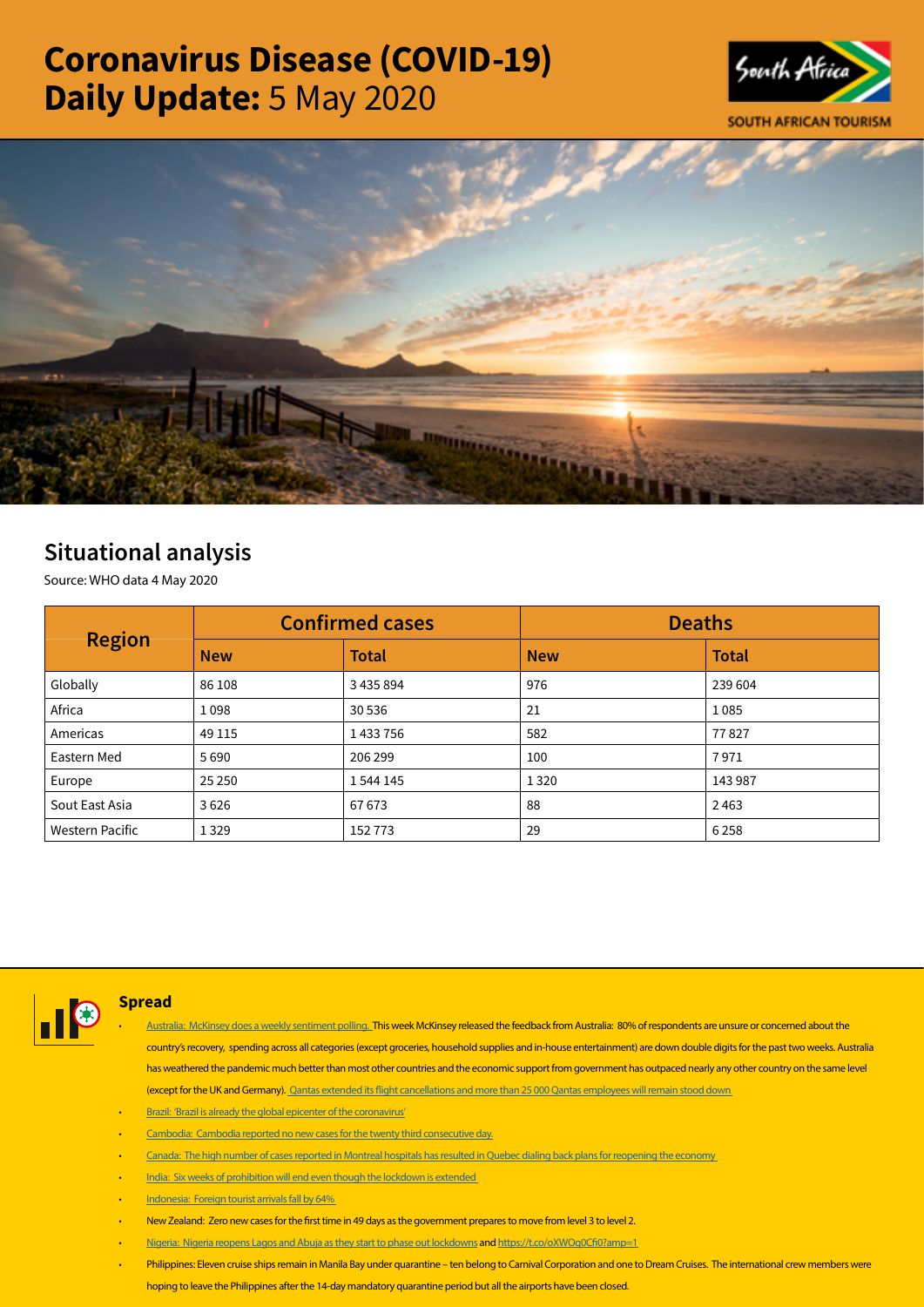# Coronavirus Disease (COVID-19) Daily Update: 5 May 2020

SOUTH AFRICAN TOURISM

## Situational analysis

Source: WHO data 4 May 2020

| Region | Confirmed cases | | Deaths | |
|---|---|---|---|---|
| | **New** | **Total** | **New** | **Total** |
| Globally | 86 108 | 3 435 894 | 976 | 239 604 |
| Africa | 1 098 | 30 536 | 21 | 1 085 |
| Americas | 49 115 | 1 433 756 | 582 | 77 827 |
| Eastern Med | 5 690 | 206 299 | 100 | 7 971 |
| Europe | 25 250 | 1 544 145 | 1 320 | 143 987 |
| Sout East Asia | 3 626 | 67 673 | 88 | 2 463 |
| Western Pacific | 1 329 | 152 773 | 29 | 6 258 |

### Spread

- Australia: McKinsey does a weekly sentiment polling. This week McKinsey released the feedback from Australia: 80% of respondents are unsure or concerned about the country's recovery, spending across all categories (except groceries, household supplies and in-house entertainment) are down double digits for the past two weeks. Australia has weathered the pandemic much better than most other countries and the economic support from government has outpaced nearly any other country on the same level (except for the UK and Germany). Qantas extended its flight cancellations and more than 25 000 Qantas employees will remain stood down
- Brazil: 'Brazil is already the global epicenter of the coronavirus'
- Cambodia: Cambodia reported no new cases for the twenty third consecutive day.
- Canada: The high number of cases reported in Montreal hospitals has resulted in Quebec dialing back plans for reopening the economy
- India: Six weeks of prohibition will end even though the lockdown is extended
- Indonesia: Foreign tourist arrivals fall by 64%
- New Zealand: Zero new cases for the first time in 49 days as the government prepares to move from level 3 to level 2.
- Nigeria: Nigeria reopens Lagos and Abuja as they start to phase out lockdowns and https://t.co/oXWOq0Cfi0?amp=1
- Philippines: Eleven cruise ships remain in Manila Bay under quarantine – ten belong to Carnival Corporation and one to Dream Cruises. The international crew members were hoping to leave the Philippines after the 14-day mandatory quarantine period but all the airports have been closed.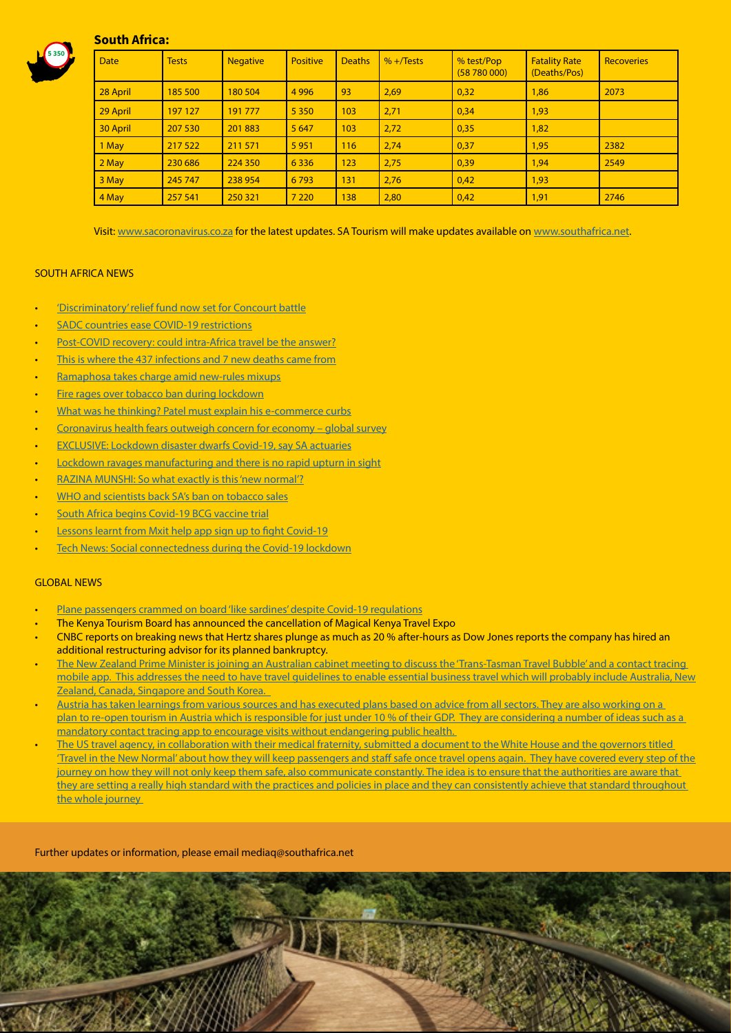## South Africa:

5 350

| Date | Tests | Negative | Positive | Deaths | % +/Tests | % test/Pop (58 780 000) | Fatality Rate (Deaths/Pos) | Recoveries |
|---|---|---|---|---|---|---|---|---|
| 28 April | 185 500 | 180 504 | 4 996 | 93 | 2,69 | 0,32 | 1,86 | 2073 |
| 29 April | 197 127 | 191 777 | 5 350 | 103 | 2,71 | 0,34 | 1,93 | |
| 30 April | 207 530 | 201 883 | 5 647 | 103 | 2,72 | 0,35 | 1,82 | |
| 1 May | 217 522 | 211 571 | 5 951 | 116 | 2,74 | 0,37 | 1,95 | 2382 |
| 2 May | 230 686 | 224 350 | 6 336 | 123 | 2,75 | 0,39 | 1,94 | 2549 |
| 3 May | 245 747 | 238 954 | 6 793 | 131 | 2,76 | 0,42 | 1,93 | |
| 4 May | 257 541 | 250 321 | 7 220 | 138 | 2,80 | 0,42 | 1,91 | 2746 |

Visit: www.sacoronavirus.co.za for the latest updates. SA Tourism will make updates available on www.southafrica.net.

### SOUTH AFRICA NEWS

- 'Discriminatory' relief fund now set for Concourt battle
- SADC countries ease COVID-19 restrictions
- Post-COVID recovery: could intra-Africa travel be the answer?
- This is where the 437 infections and 7 new deaths came from
- Ramaphosa takes charge amid new-rules mixups
- Fire rages over tobacco ban during lockdown
- What was he thinking? Patel must explain his e-commerce curbs
- Coronavirus health fears outweigh concern for economy – global survey
- EXCLUSIVE: Lockdown disaster dwarfs Covid-19, say SA actuaries
- Lockdown ravages manufacturing and there is no rapid upturn in sight
- RAZINA MUNSHI: So what exactly is this 'new normal'?
- WHO and scientists back SA's ban on tobacco sales
- South Africa begins Covid-19 BCG vaccine trial
- Lessons learnt from Mxit help app sign up to fight Covid-19
- Tech News: Social connectedness during the Covid-19 lockdown

### GLOBAL NEWS

- Plane passengers crammed on board 'like sardines' despite Covid-19 regulations
- The Kenya Tourism Board has announced the cancellation of Magical Kenya Travel Expo
- CNBC reports on breaking news that Hertz shares plunge as much as 20 % after-hours as Dow Jones reports the company has hired an additional restructuring advisor for its planned bankruptcy.
- The New Zealand Prime Minister is joining an Australian cabinet meeting to discuss the 'Trans-Tasman Travel Bubble' and a contact tracing mobile app. This addresses the need to have travel guidelines to enable essential business travel which will probably include Australia, New Zealand, Canada, Singapore and South Korea.
- Austria has taken learnings from various sources and has executed plans based on advice from all sectors. They are also working on a plan to re-open tourism in Austria which is responsible for just under 10 % of their GDP. They are considering a number of ideas such as a mandatory contact tracing app to encourage visits without endangering public health.
- The US travel agency, in collaboration with their medical fraternity, submitted a document to the White House and the governors titled 'Travel in the New Normal' about how they will keep passengers and staff safe once travel opens again. They have covered every step of the journey on how they will not only keep them safe, also communicate constantly. The idea is to ensure that the authorities are aware that they are setting a really high standard with the practices and policies in place and they can consistently achieve that standard throughout the whole journey

Further updates or information, please email mediaq@southafrica.net